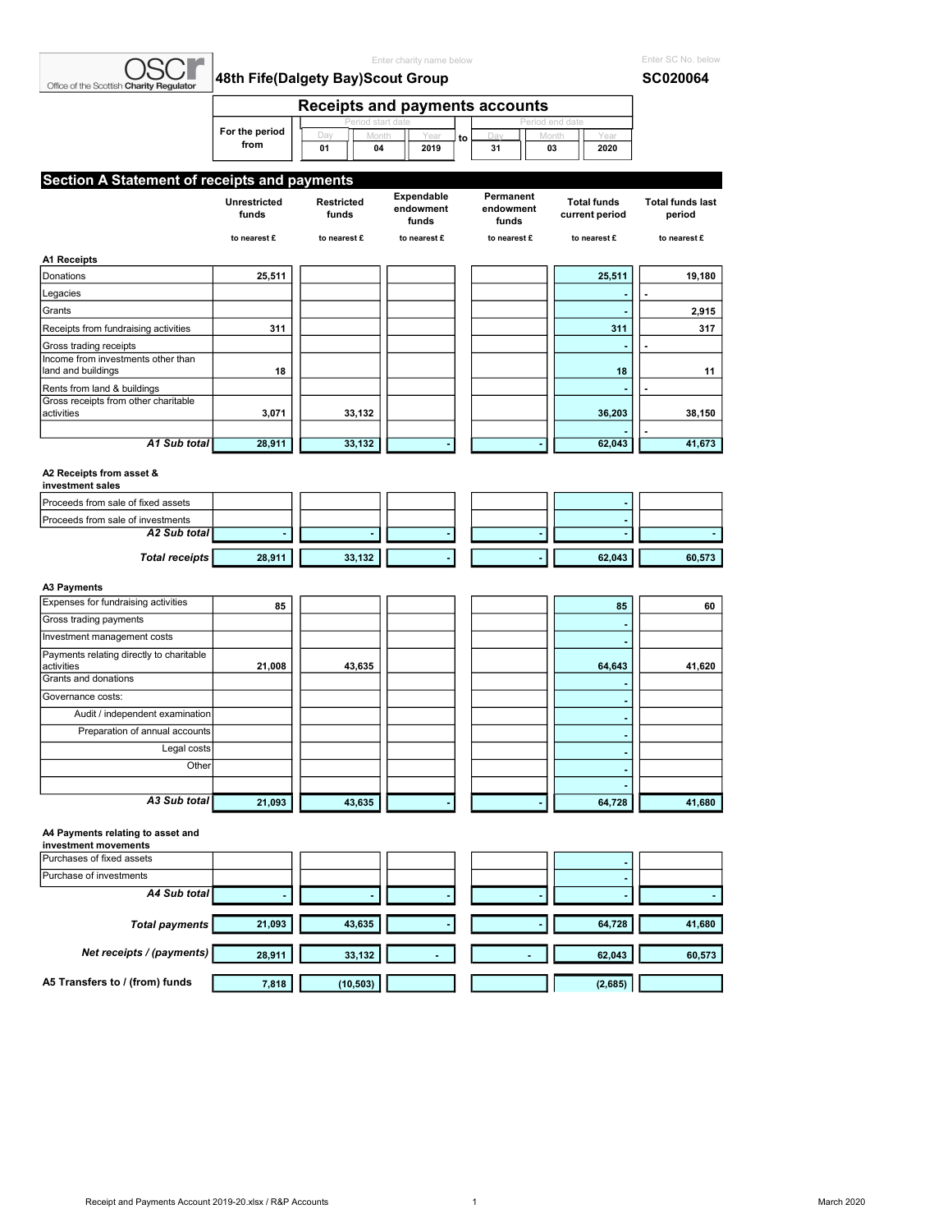OSCR Office of the Scottish Charity Regulator

Enter charity name below

**48th Fife(Dalgety Bay)Scout Group**

Enter SC No. below

**SC020064**

# Receipts and payments accounts

| For the period from | Day | Month | Year | to | Day | Month | Year |
|---|---|---|---|---|---|---|---|
| | 01 | 04 | 2019 | | 31 | 03 | 2020 |

## Section A Statement of receipts and payments

| | Unrestricted funds | Restricted funds | Expendable endowment funds | Permanent endowment funds | Total funds current period | Total funds last period |
|---|---|---|---|---|---|---|
| | to nearest £ | to nearest £ | to nearest £ | to nearest £ | to nearest £ | to nearest £ |
| **A1 Receipts** | | | | | | |
| Donations | 25,511 | | | | 25,511 | 19,180 |
| Legacies | | | | | - | - |
| Grants | | | | | - | 2,915 |
| Receipts from fundraising activities | 311 | | | | 311 | 317 |
| Gross trading receipts | | | | | - | - |
| Income from investments other than land and buildings | 18 | | | | 18 | 11 |
| Rents from land & buildings | | | | | - | - |
| Gross receipts from other charitable activities | 3,071 | 33,132 | | | 36,203 | 38,150 |
| | | | | | - | - |
| ***A1 Sub total*** | 28,911 | 33,132 | - | - | 62,043 | 41,673 |
| **A2 Receipts from asset & investment sales** | | | | | | |
| Proceeds from sale of fixed assets | | | | | - | |
| Proceeds from sale of investments | | | | | - | |
| ***A2 Sub total*** | - | - | - | - | - | - |
| ***Total receipts*** | 28,911 | 33,132 | - | - | 62,043 | 60,573 |
| **A3 Payments** | | | | | | |
| Expenses for fundraising activities | 85 | | | | 85 | 60 |
| Gross trading payments | | | | | - | |
| Investment management costs | | | | | - | |
| Payments relating directly to charitable activities | 21,008 | 43,635 | | | 64,643 | 41,620 |
| Grants and donations | | | | | - | |
| Governance costs: | | | | | - | |
| Audit / independent examination | | | | | - | |
| Preparation of annual accounts | | | | | - | |
| Legal costs | | | | | - | |
| Other | | | | | - | |
| | | | | | - | |
| ***A3 Sub total*** | 21,093 | 43,635 | - | - | 64,728 | 41,680 |
| **A4 Payments relating to asset and investment movements** | | | | | | |
| Purchases of fixed assets | | | | | - | |
| Purchase of investments | | | | | - | |
| ***A4 Sub total*** | - | - | - | - | - | - |
| ***Total payments*** | 21,093 | 43,635 | - | - | 64,728 | 41,680 |
| ***Net receipts / (payments)*** | 28,911 | 33,132 | - | - | 62,043 | 60,573 |
| **A5 Transfers to / (from) funds** | 7,818 | (10,503) | | | (2,685) | |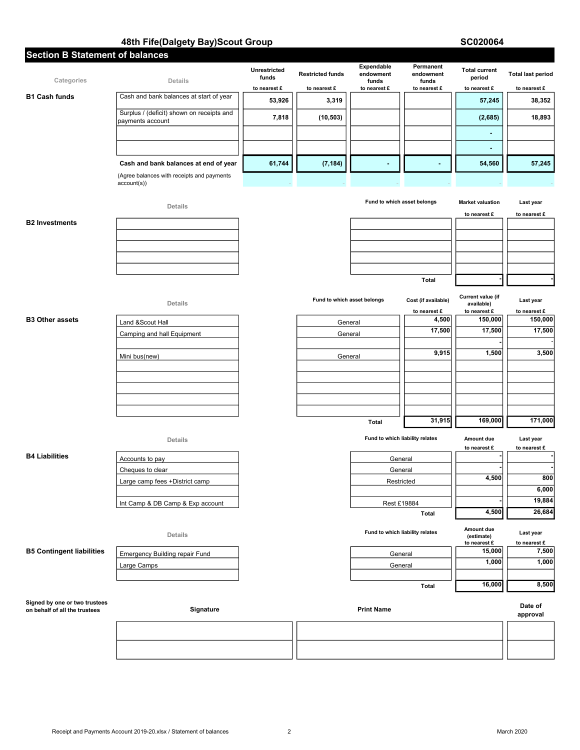**48th Fife(Dalgety Bay)Scout Group** **SC020064**

## Section B Statement of balances

| Categories | Details | Unrestricted funds | Restricted funds | Expendable endowment funds | Permanent endowment funds | Total current period | Total last period |
|---|---|---|---|---|---|---|---|
| | | to nearest £ | to nearest £ | to nearest £ | to nearest £ | to nearest £ | to nearest £ |
| **B1 Cash funds** | Cash and bank balances at start of year | 53,926 | 3,319 | | | 57,245 | 38,352 |
| | Surplus / (deficit) shown on receipts and payments account | 7,818 | (10,503) | | | (2,685) | 18,893 |
| | | | | | | - | |
| | | | | | | - | |
| | **Cash and bank balances at end of year** | 61,744 | (7,184) | - | - | 54,560 | 57,245 |
| | (Agree balances with receipts and payments account(s)) | - | - | - | - | - | - |

| Categories | Details | Fund to which asset belongs | Market valuation | Last year |
|---|---|---|---|---|
| | | | to nearest £ | to nearest £ |
| **B2 Investments** | | | | |
| | | | | |
| | | | | |
| | | | | |
| | | | | |
| | | **Total** | - | - |

| Categories | Details | Fund to which asset belongs | Cost (if available) | Current value (if available) | Last year |
|---|---|---|---|---|---|
| | | | to nearest £ | to nearest £ | to nearest £ |
| **B3 Other assets** | Land &Scout Hall | General | 4,500 | 150,000 | 150,000 |
| | Camping and hall Equipment | General | 17,500 | 17,500 | 17,500 |
| | | | | - | - |
| | Mini bus(new) | General | 9,915 | 1,500 | 3,500 |
| | | | | | |
| | | | | | |
| | | | | | |
| | | | | | |
| | | | | | |
| | | **Total** | 31,915 | 169,000 | 171,000 |

| Categories | Details | Fund to which liability relates | Amount due | Last year |
|---|---|---|---|---|
| | | | to nearest £ | to nearest £ |
| **B4 Liabilities** | Accounts to pay | General | - | - |
| | Cheques to clear | General | - | - |
| | Large camp fees +District camp | Restricted | 4,500 | 800 |
| | | | | 6,000 |
| | Int Camp & DB Camp & Exp account | Rest £19884 | - | 19,884 |
| | | **Total** | 4,500 | 26,684 |

| Categories | Details | Fund to which liability relates | Amount due (estimate) | Last year |
|---|---|---|---|---|
| | | | to nearest £ | to nearest £ |
| **B5 Contingent liabilities** | Emergency Building repair Fund | General | 15,000 | 7,500 |
| | Large Camps | General | 1,000 | 1,000 |
| | | | | |
| | | **Total** | 16,000 | 8,500 |

| Signed by one or two trustees on behalf of all the trustees | Signature | Print Name | Date of approval |
|---|---|---|---|
| | | | |
| | | | |

Receipt and Payments Account 2019-20.xlsx / Statement of balances — March 2020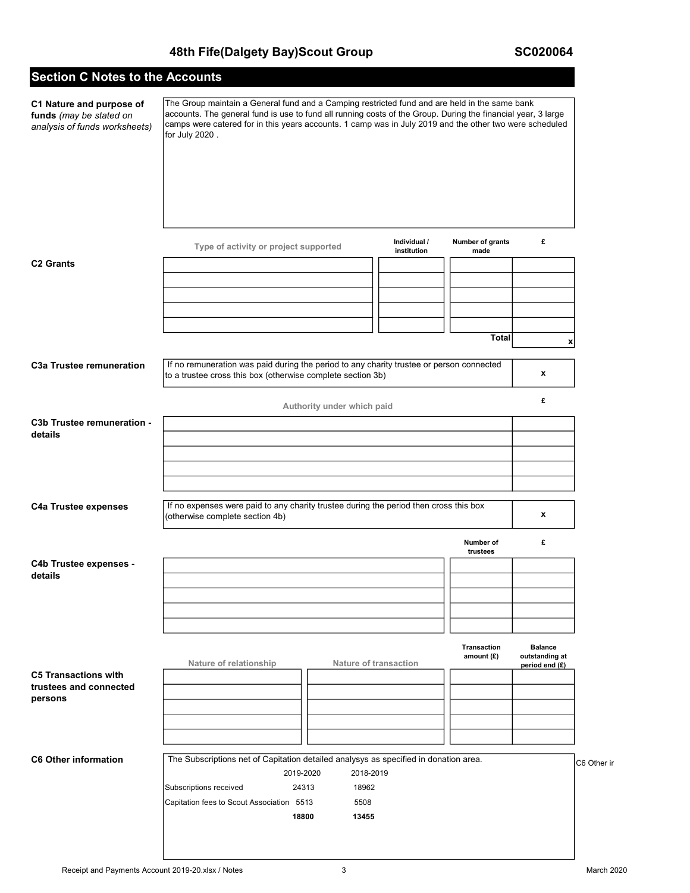**48th Fife(Dalgety Bay)Scout Group** **SC020064**

## Section C Notes to the Accounts

**C1 Nature and purpose of funds** *(may be stated on analysis of funds worksheets)*

The Group maintain a General fund and a Camping restricted fund and are held in the same bank accounts. The general fund is use to fund all running costs of the Group. During the financial year, 3 large camps were catered for in this years accounts. 1 camp was in July 2019 and the other two were scheduled for July 2020 .

**C2 Grants**

| Type of activity or project supported | Individual / institution | Number of grants made | £ |
|---|---|---|---|
| | | | |
| | | | |
| | | | |
| | | | |
| | | | |
| | | Total | x |

**C3a Trustee remuneration**

| If no remuneration was paid during the period to any charity trustee or person connected to a trustee cross this box (otherwise complete section 3b) | x |
|---|---|

**C3b Trustee remuneration - details**

| Authority under which paid | £ |
|---|---|
| | |
| | |
| | |
| | |
| | |

**C4a Trustee expenses**

| If no expenses were paid to any charity trustee during the period then cross this box (otherwise complete section 4b) | x |
|---|---|

**C4b Trustee expenses - details**

| | Number of trustees | £ |
|---|---|---|
| | | |
| | | |
| | | |
| | | |
| | | |

**C5 Transactions with trustees and connected persons**

| Nature of relationship | Nature of transaction | Transaction amount (£) | Balance outstanding at period end (£) |
|---|---|---|---|
| | | | |
| | | | |
| | | | |
| | | | |
| | | | |

**C6 Other information**

The Subscriptions net of Capitation detailed analysys as specified in donation area.

| | 2019-2020 | 2018-2019 |
|---|---|---|
| Subscriptions received | 24313 | 18962 |
| Capitation fees to Scout Association | 5513 | 5508 |
| | **18800** | **13455** |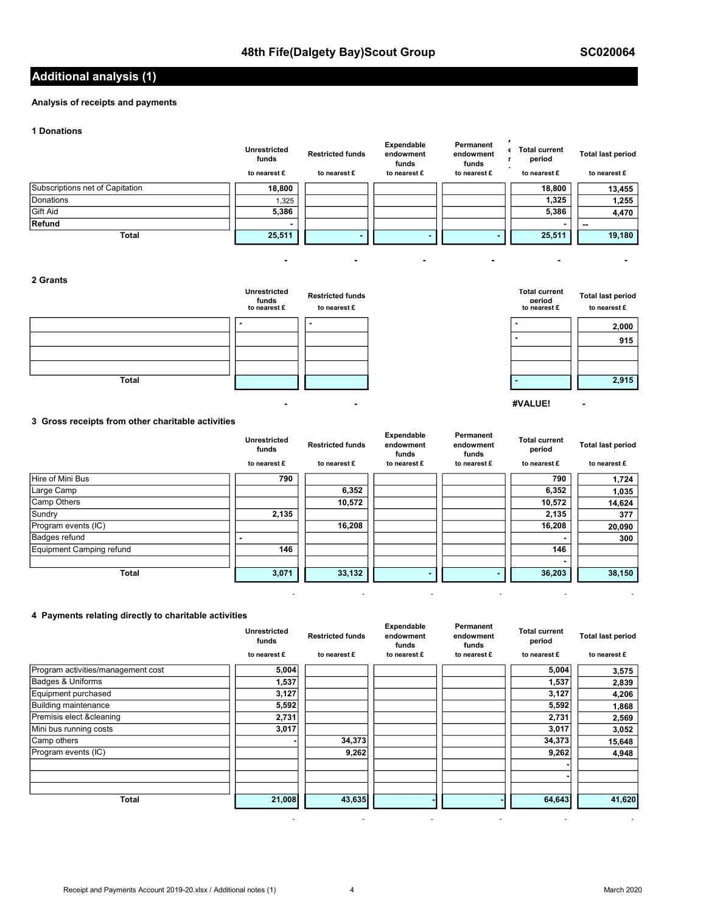## 48th Fife(Dalgety Bay)Scout Group — SC020064

## Additional analysis (1)

**Analysis of receipts and payments**

**1 Donations**

| | Unrestricted funds to nearest £ | Restricted funds to nearest £ | Expendable endowment funds to nearest £ | Permanent endowment funds to nearest £ | Total current period to nearest £ | Total last period to nearest £ |
|---|---|---|---|---|---|---|
| Subscriptions net of Capitation | 18,800 | | | | 18,800 | 13,455 |
| Donations | 1,325 | | | | 1,325 | 1,255 |
| Gift Aid | 5,386 | | | | 5,386 | 4,470 |
| **Refund** | - | | | | - | -- |
| **Total** | 25,511 | - | - | - | 25,511 | 19,180 |
| | - | - | - | - | - | - |

**2 Grants**

| | Unrestricted funds to nearest £ | Restricted funds to nearest £ | Total current period to nearest £ | Total last period to nearest £ |
|---|---|---|---|---|
| | - | - | - | 2,000 |
| | | | - | 915 |
| | | | | |
| | | | | |
| **Total** | | | - | 2,915 |
| | - | - | #VALUE! | - |

**3 Gross receipts from other charitable activities**

| | Unrestricted funds to nearest £ | Restricted funds to nearest £ | Expendable endowment funds to nearest £ | Permanent endowment funds to nearest £ | Total current period to nearest £ | Total last period to nearest £ |
|---|---|---|---|---|---|---|
| Hire of Mini Bus | 790 | | | | 790 | 1,724 |
| Large Camp | | 6,352 | | | 6,352 | 1,035 |
| Camp Others | | 10,572 | | | 10,572 | 14,624 |
| Sundry | 2,135 | | | | 2,135 | 377 |
| Program events (IC) | | 16,208 | | | 16,208 | 20,090 |
| Badges refund | - | | | | - | 300 |
| Equipment Camping refund | 146 | | | | 146 | |
| | | | | | - | |
| **Total** | 3,071 | 33,132 | - | - | 36,203 | 38,150 |
| | - | - | - | - | - | - |

**4 Payments relating directly to charitable activities**

| | Unrestricted funds to nearest £ | Restricted funds to nearest £ | Expendable endowment funds to nearest £ | Permanent endowment funds to nearest £ | Total current period to nearest £ | Total last period to nearest £ |
|---|---|---|---|---|---|---|
| Program activities/management cost | 5,004 | | | | 5,004 | 3,575 |
| Badges & Uniforms | 1,537 | | | | 1,537 | 2,839 |
| Equipment purchased | 3,127 | | | | 3,127 | 4,206 |
| Building maintenance | 5,592 | | | | 5,592 | 1,868 |
| Premisis elect &cleaning | 2,731 | | | | 2,731 | 2,569 |
| Mini bus running costs | 3,017 | | | | 3,017 | 3,052 |
| Camp others | - | 34,373 | | | 34,373 | 15,648 |
| Program events (IC) | | 9,262 | | | 9,262 | 4,948 |
| | | | | | - | |
| | | | | | - | |
| | | | | | | |
| **Total** | 21,008 | 43,635 | - | - | 64,643 | 41,620 |
| | - | - | - | - | - | - |

Receipt and Payments Account 2019-20.xlsx / Additional notes (1) — March 2020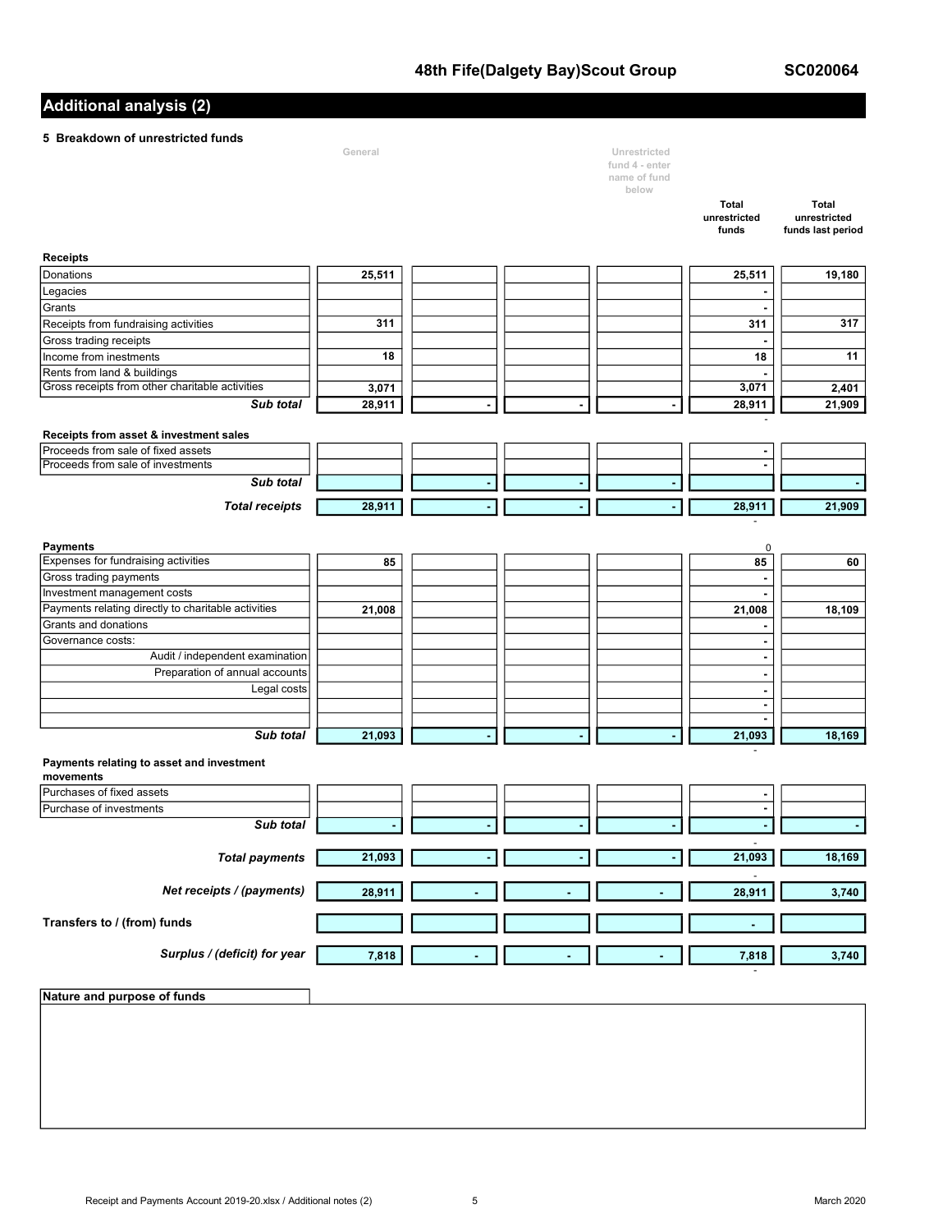48th Fife(Dalgety Bay)Scout Group | SC020064

## Additional analysis (2)

### 5 Breakdown of unrestricted funds

| | General | | | Unrestricted fund 4 - enter name of fund below | Total unrestricted funds | Total unrestricted funds last period |
|---|---|---|---|---|---|---|
| **Receipts** | | | | | | |
| Donations | 25,511 | | | | 25,511 | 19,180 |
| Legacies | | | | | - | |
| Grants | | | | | - | |
| Receipts from fundraising activities | 311 | | | | 311 | 317 |
| Gross trading receipts | | | | | - | |
| Income from ineстments | 18 | | | | 18 | 11 |
| Rents from land & buildings | | | | | - | |
| Gross receipts from other charitable activities | 3,071 | | | | 3,071 | 2,401 |
| ***Sub total*** | 28,911 | - | - | - | 28,911 | 21,909 |
| **Receipts from asset & investment sales** | | | | | | |
| Proceeds from sale of fixed assets | | | | | - | |
| Proceeds from sale of investments | | | | | - | |
| ***Sub total*** | | - | - | - | | - |
| ***Total receipts*** | 28,911 | - | - | - | 28,911 | 21,909 |
| **Payments** | | | | | 0 | |
| Expenses for fundraising activities | 85 | | | | 85 | 60 |
| Gross trading payments | | | | | - | |
| Investment management costs | | | | | - | |
| Payments relating directly to charitable activities | 21,008 | | | | 21,008 | 18,109 |
| Grants and donations | | | | | - | |
| Governance costs: | | | | | - | |
| Audit / independent examination | | | | | - | |
| Preparation of annual accounts | | | | | - | |
| Legal costs | | | | | - | |
| | | | | | - | |
| | | | | | - | |
| ***Sub total*** | 21,093 | - | - | - | 21,093 | 18,169 |
| **Payments relating to asset and investment movements** | | | | | | |
| Purchases of fixed assets | | | | | - | |
| Purchase of investments | | | | | - | |
| ***Sub total*** | - | - | - | - | - | - |
| ***Total payments*** | 21,093 | - | - | - | 21,093 | 18,169 |
| ***Net receipts / (payments)*** | 28,911 | - | - | - | 28,911 | 3,740 |
| **Transfers to / (from) funds** | | | | | - | |
| ***Surplus / (deficit) for year*** | 7,818 | - | - | - | 7,818 | 3,740 |

**Nature and purpose of funds**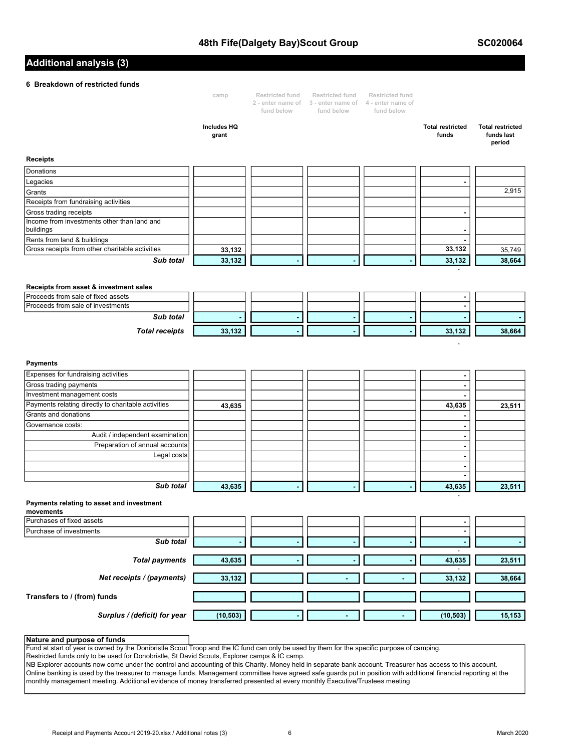## Additional analysis (3)

### 6 Breakdown of restricted funds

| | camp | Restricted fund 2 - enter name of fund below | Restricted fund 3 - enter name of fund below | Restricted fund 4 - enter name of fund below | | |
|---|---|---|---|---|---|---|
| | Includes HQ grant | | | | Total restricted funds | Total restricted funds last period |
| **Receipts** | | | | | | |
| Donations | | | | | | |
| Legacies | | | | | - | |
| Grants | | | | | | 2,915 |
| Receipts from fundraising activities | | | | | | |
| Gross trading receipts | | | | | - | |
| Income from investments other than land and buildings | | | | | - | |
| Rents from land & buildings | | | | | - | |
| Gross receipts from other charitable activities | 33,132 | | | | 33,132 | 35,749 |
| ***Sub total*** | 33,132 | - | - | - | 33,132 | 38,664 |
| | | | | | - | |
| **Receipts from asset & investment sales** | | | | | | |
| Proceeds from sale of fixed assets | | | | | - | |
| Proceeds from sale of investments | | | | | - | |
| ***Sub total*** | - | - | - | - | - | - |
| ***Total receipts*** | 33,132 | - | - | - | 33,132 | 38,664 |
| | | | | | - | |
| **Payments** | | | | | | |
| Expenses for fundraising activities | | | | | - | |
| Gross trading payments | | | | | - | |
| Investment management costs | | | | | - | |
| Payments relating directly to charitable activities | 43,635 | | | | 43,635 | 23,511 |
| Grants and donations | | | | | - | |
| Governance costs: | | | | | - | |
| Audit / independent examination | | | | | - | |
| Preparation of annual accounts | | | | | - | |
| Legal costs | | | | | - | |
| | | | | | - | |
| | | | | | - | |
| ***Sub total*** | 43,635 | - | - | - | 43,635 | 23,511 |
| | | | | | - | |
| **Payments relating to asset and investment movements** | | | | | | |
| Purchases of fixed assets | | | | | - | |
| Purchase of investments | | | | | - | |
| ***Sub total*** | - | - | - | - | - | - |
| | | | | | - | |
| ***Total payments*** | 43,635 | - | - | - | 43,635 | 23,511 |
| | | | | | - | |
| ***Net receipts / (payments)*** | 33,132 | | - | - | 33,132 | 38,664 |
| **Transfers to / (from) funds** | | | | | | |
| ***Surplus / (deficit) for year*** | (10,503) | - | - | - | (10,503) | 15,153 |

**Nature and purpose of funds**

Fund at start of year is owned by the Donibristle Scout Troop and the IC fund can only be used by them for the specific purpose of camping.
Restricted funds only to be used for Donobristle, St David Scouts, Explorer camps & IC camp.
NB Explorer accounts now come under the control and accounting of this Charity. Money held in separate bank account. Treasurer has access to this account.
Online banking is used by the treasurer to manage funds. Management committee have agreed safe guards put in position with additional financial reporting at the monthly management meeting. Additional evidence of money transferred presented at every monthly Executive/Trustees meeting